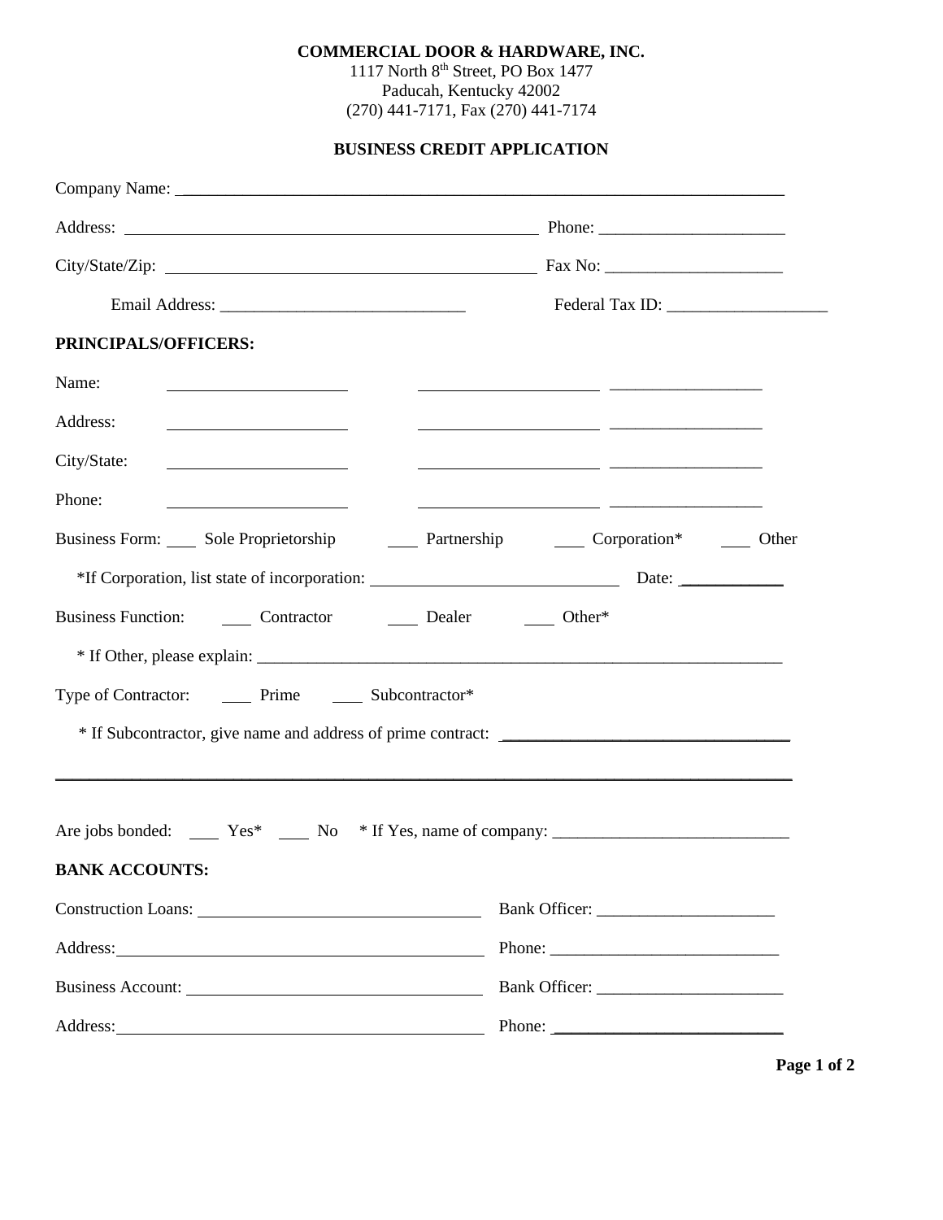**COMMERCIAL DOOR & HARDWARE, INC.**
1117 North 8th Street, PO Box 1477
Paducah, Kentucky 42002
(270) 441-7171, Fax (270) 441-7174

**BUSINESS CREDIT APPLICATION**

Company Name: ______________________________________________

Address: ______________________________ Phone: ______________________

City/State/Zip: ______________________________ Fax No: ______________________

Email Address: ______________________________ Federal Tax ID: ___________________

**PRINCIPALS/OFFICERS:**

Name: ____________________ ____________________ __________________

Address: ____________________ ____________________ __________________

City/State: ____________________ ____________________ __________________

Phone: ____________________ ____________________ __________________

Business Form: ____ Sole Proprietorship ____ Partnership ____ Corporation* ____ Other

*If Corporation, list state of incorporation: ____________________________ Date: ____________

Business Function: ____ Contractor ____ Dealer ____ Other*

* If Other, please explain: ______________________________________________________________

Type of Contractor: ____ Prime ____ Subcontractor*

* If Subcontractor, give name and address of prime contract: ________________________________

______________________________________________________________________________

Are jobs bonded: ____ Yes* ____ No * If Yes, name of company: ____________________________

**BANK ACCOUNTS:**

Construction Loans: ______________________________ Bank Officer: _____________________

Address: ______________________________ Phone: ___________________________

Business Account: ______________________________ Bank Officer: ______________________

Address: ______________________________ Phone: ___________________________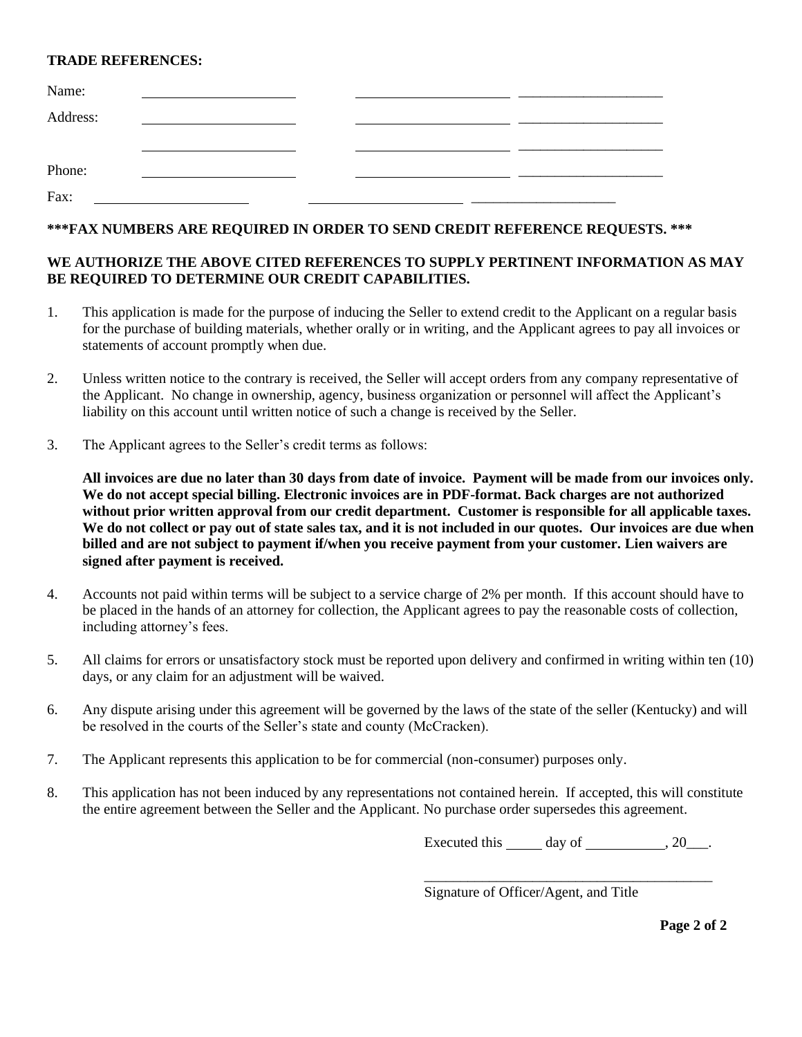**TRADE REFERENCES:**

| | | | |
|---|---|---|---|
| Name: | ____________________ | ____________________ | ____________________ |
| Address: | ____________________ | ____________________ | ____________________ |
| | ____________________ | ____________________ | ____________________ |
| Phone: | ____________________ | ____________________ | ____________________ |
| Fax: | ____________________ | ____________________ | ____________________ |

**\*\*\*FAX NUMBERS ARE REQUIRED IN ORDER TO SEND CREDIT REFERENCE REQUESTS. \*\*\***

**WE AUTHORIZE THE ABOVE CITED REFERENCES TO SUPPLY PERTINENT INFORMATION AS MAY BE REQUIRED TO DETERMINE OUR CREDIT CAPABILITIES.**

1. This application is made for the purpose of inducing the Seller to extend credit to the Applicant on a regular basis for the purchase of building materials, whether orally or in writing, and the Applicant agrees to pay all invoices or statements of account promptly when due.

2. Unless written notice to the contrary is received, the Seller will accept orders from any company representative of the Applicant. No change in ownership, agency, business organization or personnel will affect the Applicant's liability on this account until written notice of such a change is received by the Seller.

3. The Applicant agrees to the Seller's credit terms as follows:

   **All invoices are due no later than 30 days from date of invoice. Payment will be made from our invoices only. We do not accept special billing. Electronic invoices are in PDF-format. Back charges are not authorized without prior written approval from our credit department. Customer is responsible for all applicable taxes. We do not collect or pay out of state sales tax, and it is not included in our quotes. Our invoices are due when billed and are not subject to payment if/when you receive payment from your customer. Lien waivers are signed after payment is received.**

4. Accounts not paid within terms will be subject to a service charge of 2% per month. If this account should have to be placed in the hands of an attorney for collection, the Applicant agrees to pay the reasonable costs of collection, including attorney's fees.

5. All claims for errors or unsatisfactory stock must be reported upon delivery and confirmed in writing within ten (10) days, or any claim for an adjustment will be waived.

6. Any dispute arising under this agreement will be governed by the laws of the state of the seller (Kentucky) and will be resolved in the courts of the Seller's state and county (McCracken).

7. The Applicant represents this application to be for commercial (non-consumer) purposes only.

8. This application has not been induced by any representations not contained herein. If accepted, this will constitute the entire agreement between the Seller and the Applicant. No purchase order supersedes this agreement.

Executed this _____ day of ___________, 20___.

__________________________________________
Signature of Officer/Agent, and Title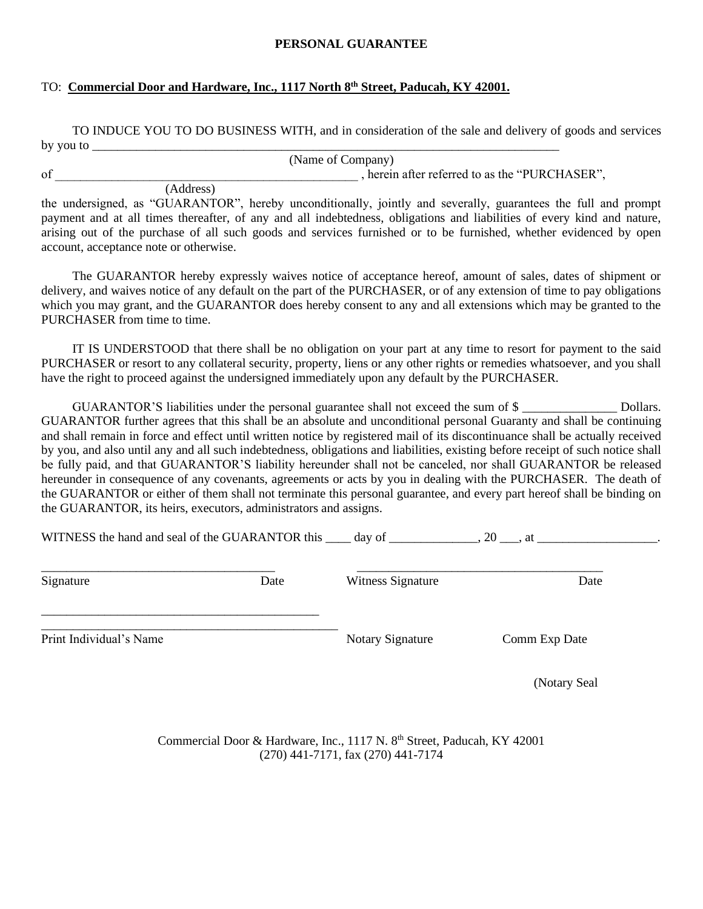# PERSONAL GUARANTEE

TO: **Commercial Door and Hardware, Inc., 1117 North 8th Street, Paducah, KY 42001.**

TO INDUCE YOU TO DO BUSINESS WITH, and in consideration of the sale and delivery of goods and services by you to ________________________________________________________________________________
(Name of Company)
of __________________________________________________ , herein after referred to as the "PURCHASER",
(Address)
the undersigned, as "GUARANTOR", hereby unconditionally, jointly and severally, guarantees the full and prompt payment and at all times thereafter, of any and all indebtedness, obligations and liabilities of every kind and nature, arising out of the purchase of all such goods and services furnished or to be furnished, whether evidenced by open account, acceptance note or otherwise.

The GUARANTOR hereby expressly waives notice of acceptance hereof, amount of sales, dates of shipment or delivery, and waives notice of any default on the part of the PURCHASER, or of any extension of time to pay obligations which you may grant, and the GUARANTOR does hereby consent to any and all extensions which may be granted to the PURCHASER from time to time.

IT IS UNDERSTOOD that there shall be no obligation on your part at any time to resort for payment to the said PURCHASER or resort to any collateral security, property, liens or any other rights or remedies whatsoever, and you shall have the right to proceed against the undersigned immediately upon any default by the PURCHASER.

GUARANTOR'S liabilities under the personal guarantee shall not exceed the sum of $ _______________ Dollars. GUARANTOR further agrees that this shall be an absolute and unconditional personal Guaranty and shall be continuing and shall remain in force and effect until written notice by registered mail of its discontinuance shall be actually received by you, and also until any and all such indebtedness, obligations and liabilities, existing before receipt of such notice shall be fully paid, and that GUARANTOR'S liability hereunder shall not be canceled, nor shall GUARANTOR be released hereunder in consequence of any covenants, agreements or acts by you in dealing with the PURCHASER. The death of the GUARANTOR or either of them shall not terminate this personal guarantee, and every part hereof shall be binding on the GUARANTOR, its heirs, executors, administrators and assigns.

WITNESS the hand and seal of the GUARANTOR this ____ day of ______________, 20 ___, at ___________________.

______________________________________ &nbsp;&nbsp;&nbsp;&nbsp; ________________________________________
Signature &nbsp;&nbsp;&nbsp;&nbsp; Date &nbsp;&nbsp;&nbsp;&nbsp; Witness Signature &nbsp;&nbsp;&nbsp;&nbsp; Date

_____________________________________________

________________________________________________
Print Individual's Name &nbsp;&nbsp;&nbsp;&nbsp; Notary Signature &nbsp;&nbsp;&nbsp;&nbsp; Comm Exp Date

(Notary Seal

Commercial Door & Hardware, Inc., 1117 N. 8th Street, Paducah, KY 42001
(270) 441-7171, fax (270) 441-7174